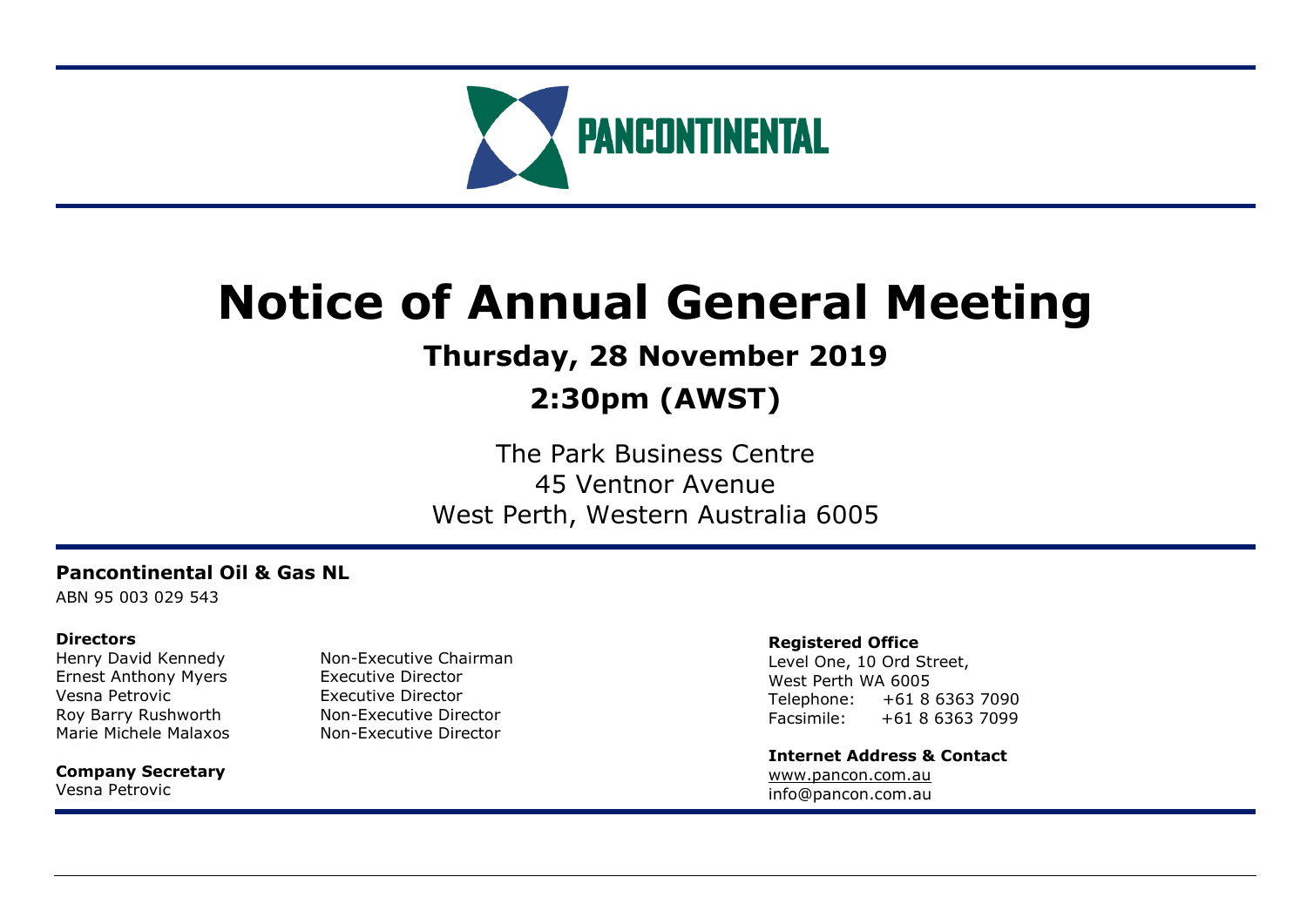PANCONTINENTAL

# Notice of Annual General Meeting

## Thursday, 28 November 2019

## 2:30pm (AWST)

The Park Business Centre
45 Ventnor Avenue
West Perth, Western Australia 6005

**Pancontinental Oil & Gas NL**
ABN 95 003 029 543

**Directors**

| | |
|---|---|
| Henry David Kennedy | Non-Executive Chairman |
| Ernest Anthony Myers | Executive Director |
| Vesna Petrovic | Executive Director |
| Roy Barry Rushworth | Non-Executive Director |
| Marie Michele Malaxos | Non-Executive Director |

**Company Secretary**
Vesna Petrovic

**Registered Office**
Level One, 10 Ord Street,
West Perth WA 6005
Telephone: +61 8 6363 7090
Facsimile: +61 8 6363 7099

**Internet Address & Contact**
www.pancon.com.au
info@pancon.com.au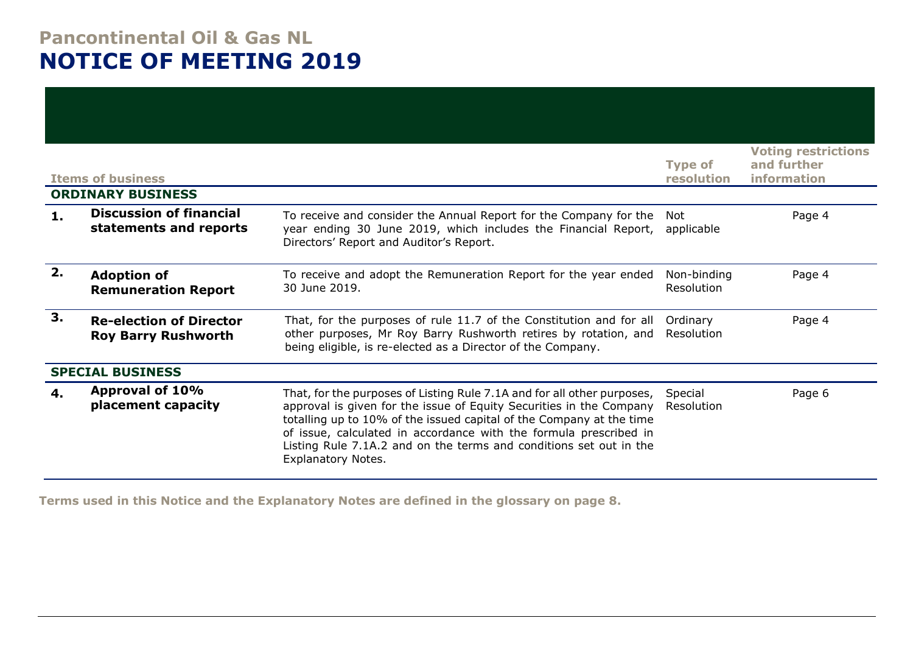# Pancontinental Oil & Gas NL

# NOTICE OF MEETING 2019

| | Items of business | | Type of resolution | Voting restrictions and further information |
|---|---|---|---|---|
| **ORDINARY BUSINESS** | | | | |
| **1.** | **Discussion of financial statements and reports** | To receive and consider the Annual Report for the Company for the year ending 30 June 2019, which includes the Financial Report, Directors' Report and Auditor's Report. | Not applicable | Page 4 |
| **2.** | **Adoption of Remuneration Report** | To receive and adopt the Remuneration Report for the year ended 30 June 2019. | Non-binding Resolution | Page 4 |
| **3.** | **Re-election of Director Roy Barry Rushworth** | That, for the purposes of rule 11.7 of the Constitution and for all other purposes, Mr Roy Barry Rushworth retires by rotation, and being eligible, is re-elected as a Director of the Company. | Ordinary Resolution | Page 4 |
| **SPECIAL BUSINESS** | | | | |
| **4.** | **Approval of 10% placement capacity** | That, for the purposes of Listing Rule 7.1A and for all other purposes, approval is given for the issue of Equity Securities in the Company totalling up to 10% of the issued capital of the Company at the time of issue, calculated in accordance with the formula prescribed in Listing Rule 7.1A.2 and on the terms and conditions set out in the Explanatory Notes. | Special Resolution | Page 6 |

**Terms used in this Notice and the Explanatory Notes are defined in the glossary on page 8.**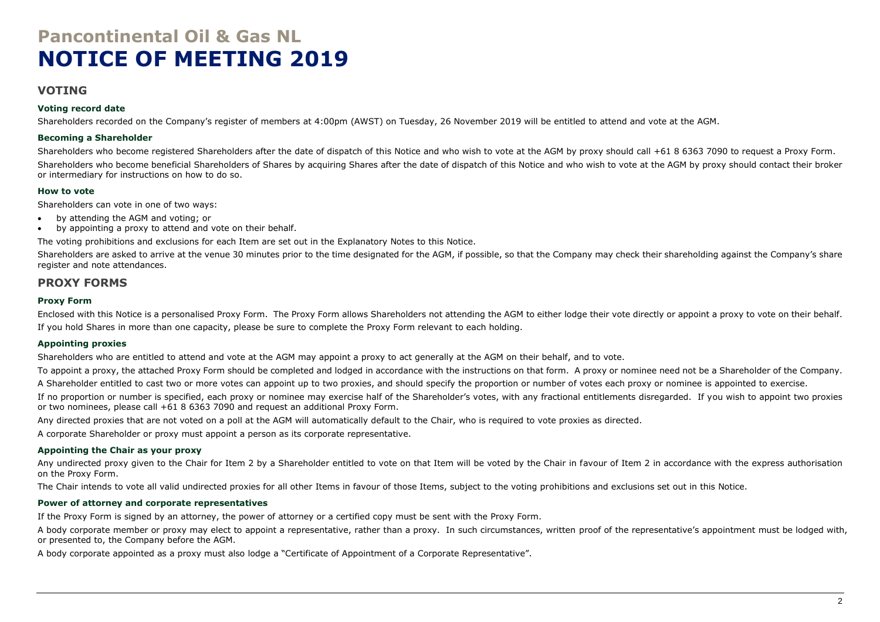# Pancontinental Oil & Gas NL
# NOTICE OF MEETING 2019

## VOTING

### Voting record date

Shareholders recorded on the Company's register of members at 4:00pm (AWST) on Tuesday, 26 November 2019 will be entitled to attend and vote at the AGM.

### Becoming a Shareholder

Shareholders who become registered Shareholders after the date of dispatch of this Notice and who wish to vote at the AGM by proxy should call +61 8 6363 7090 to request a Proxy Form.

Shareholders who become beneficial Shareholders of Shares by acquiring Shares after the date of dispatch of this Notice and who wish to vote at the AGM by proxy should contact their broker or intermediary for instructions on how to do so.

### How to vote

Shareholders can vote in one of two ways:

- by attending the AGM and voting; or
- by appointing a proxy to attend and vote on their behalf.

The voting prohibitions and exclusions for each Item are set out in the Explanatory Notes to this Notice.

Shareholders are asked to arrive at the venue 30 minutes prior to the time designated for the AGM, if possible, so that the Company may check their shareholding against the Company's share register and note attendances.

## PROXY FORMS

### Proxy Form

Enclosed with this Notice is a personalised Proxy Form. The Proxy Form allows Shareholders not attending the AGM to either lodge their vote directly or appoint a proxy to vote on their behalf.

If you hold Shares in more than one capacity, please be sure to complete the Proxy Form relevant to each holding.

### Appointing proxies

Shareholders who are entitled to attend and vote at the AGM may appoint a proxy to act generally at the AGM on their behalf, and to vote.

To appoint a proxy, the attached Proxy Form should be completed and lodged in accordance with the instructions on that form. A proxy or nominee need not be a Shareholder of the Company.

A Shareholder entitled to cast two or more votes can appoint up to two proxies, and should specify the proportion or number of votes each proxy or nominee is appointed to exercise.

If no proportion or number is specified, each proxy or nominee may exercise half of the Shareholder's votes, with any fractional entitlements disregarded. If you wish to appoint two proxies or two nominees, please call +61 8 6363 7090 and request an additional Proxy Form.

Any directed proxies that are not voted on a poll at the AGM will automatically default to the Chair, who is required to vote proxies as directed.

A corporate Shareholder or proxy must appoint a person as its corporate representative.

### Appointing the Chair as your proxy

Any undirected proxy given to the Chair for Item 2 by a Shareholder entitled to vote on that Item will be voted by the Chair in favour of Item 2 in accordance with the express authorisation on the Proxy Form.

The Chair intends to vote all valid undirected proxies for all other Items in favour of those Items, subject to the voting prohibitions and exclusions set out in this Notice.

### Power of attorney and corporate representatives

If the Proxy Form is signed by an attorney, the power of attorney or a certified copy must be sent with the Proxy Form.

A body corporate member or proxy may elect to appoint a representative, rather than a proxy. In such circumstances, written proof of the representative's appointment must be lodged with, or presented to, the Company before the AGM.

A body corporate appointed as a proxy must also lodge a "Certificate of Appointment of a Corporate Representative".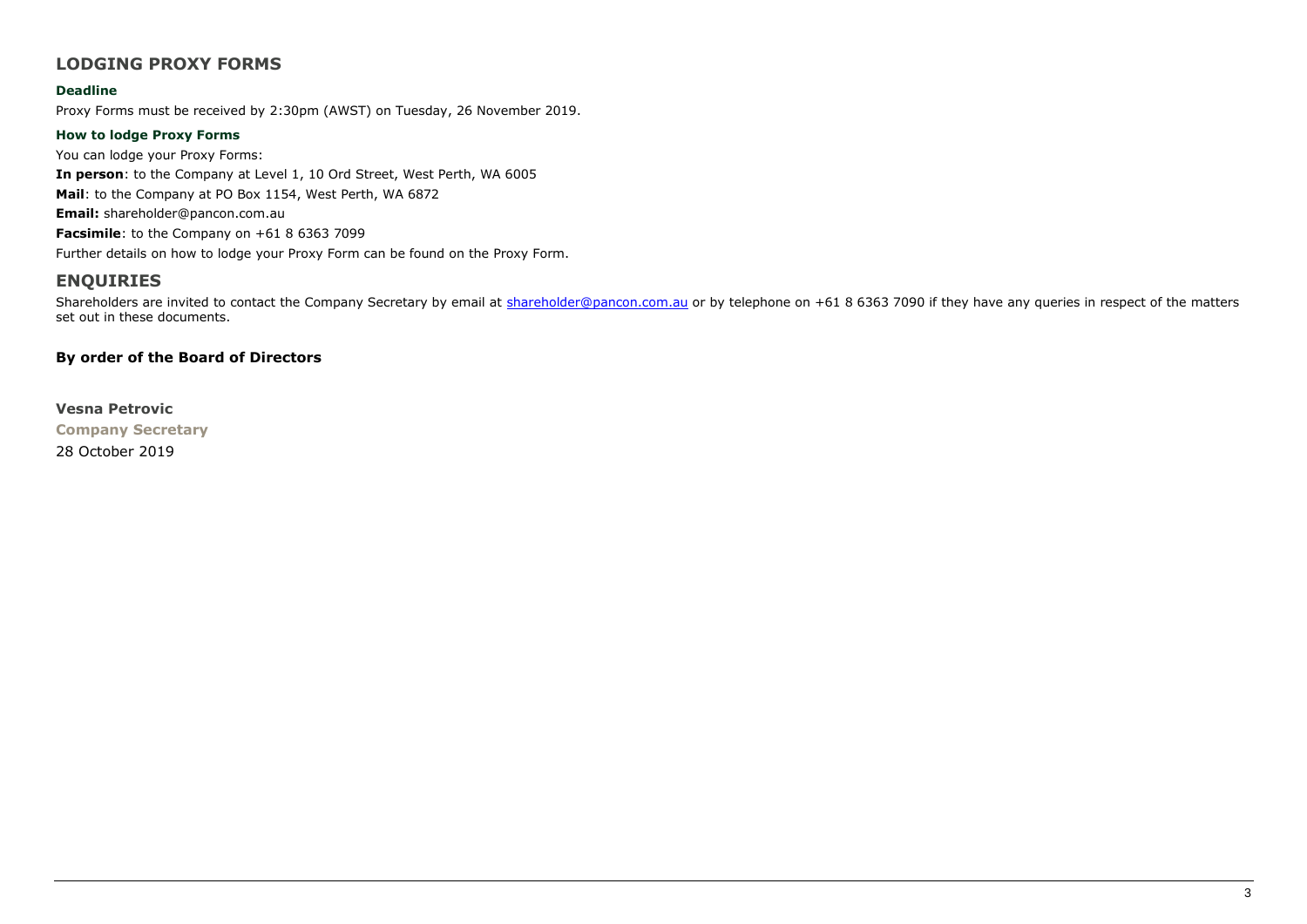## LODGING PROXY FORMS

### Deadline

Proxy Forms must be received by 2:30pm (AWST) on Tuesday, 26 November 2019.

### How to lodge Proxy Forms

You can lodge your Proxy Forms:

**In person**: to the Company at Level 1, 10 Ord Street, West Perth, WA 6005

**Mail**: to the Company at PO Box 1154, West Perth, WA 6872

**Email:** shareholder@pancon.com.au

**Facsimile**: to the Company on +61 8 6363 7099

Further details on how to lodge your Proxy Form can be found on the Proxy Form.

## ENQUIRIES

Shareholders are invited to contact the Company Secretary by email at shareholder@pancon.com.au or by telephone on +61 8 6363 7090 if they have any queries in respect of the matters set out in these documents.

**By order of the Board of Directors**

**Vesna Petrovic**
**Company Secretary**
28 October 2019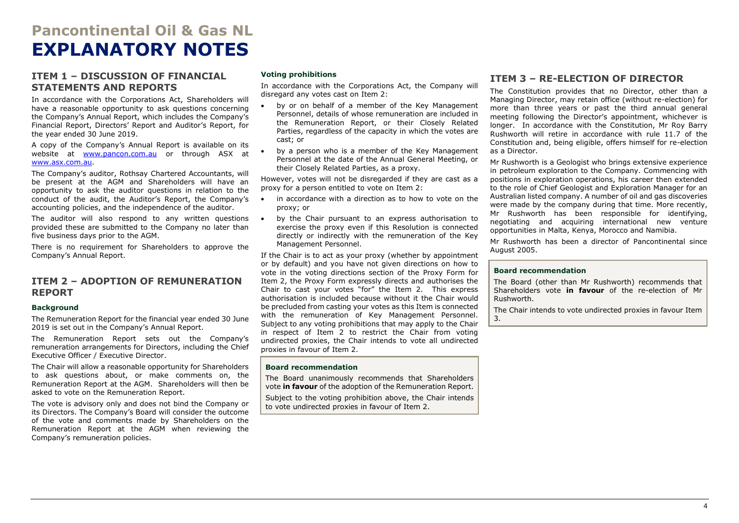# Pancontinental Oil & Gas NL

# EXPLANATORY NOTES

## ITEM 1 – DISCUSSION OF FINANCIAL STATEMENTS AND REPORTS

In accordance with the Corporations Act, Shareholders will have a reasonable opportunity to ask questions concerning the Company's Annual Report, which includes the Company's Financial Report, Directors' Report and Auditor's Report, for the year ended 30 June 2019.

A copy of the Company's Annual Report is available on its website at www.pancon.com.au or through ASX at www.asx.com.au.

The Company's auditor, Rothsay Chartered Accountants, will be present at the AGM and Shareholders will have an opportunity to ask the auditor questions in relation to the conduct of the audit, the Auditor's Report, the Company's accounting policies, and the independence of the auditor.

The auditor will also respond to any written questions provided these are submitted to the Company no later than five business days prior to the AGM.

There is no requirement for Shareholders to approve the Company's Annual Report.

## ITEM 2 – ADOPTION OF REMUNERATION REPORT

### Background

The Remuneration Report for the financial year ended 30 June 2019 is set out in the Company's Annual Report.

The Remuneration Report sets out the Company's remuneration arrangements for Directors, including the Chief Executive Officer / Executive Director.

The Chair will allow a reasonable opportunity for Shareholders to ask questions about, or make comments on, the Remuneration Report at the AGM. Shareholders will then be asked to vote on the Remuneration Report.

The vote is advisory only and does not bind the Company or its Directors. The Company's Board will consider the outcome of the vote and comments made by Shareholders on the Remuneration Report at the AGM when reviewing the Company's remuneration policies.

### Voting prohibitions

In accordance with the Corporations Act, the Company will disregard any votes cast on Item 2:

- by or on behalf of a member of the Key Management Personnel, details of whose remuneration are included in the Remuneration Report, or their Closely Related Parties, regardless of the capacity in which the votes are cast; or
- by a person who is a member of the Key Management Personnel at the date of the Annual General Meeting, or their Closely Related Parties, as a proxy.

However, votes will not be disregarded if they are cast as a proxy for a person entitled to vote on Item 2:

- in accordance with a direction as to how to vote on the proxy; or
- by the Chair pursuant to an express authorisation to exercise the proxy even if this Resolution is connected directly or indirectly with the remuneration of the Key Management Personnel.

If the Chair is to act as your proxy (whether by appointment or by default) and you have not given directions on how to vote in the voting directions section of the Proxy Form for Item 2, the Proxy Form expressly directs and authorises the Chair to cast your votes "for" the Item 2. This express authorisation is included because without it the Chair would be precluded from casting your votes as this Item is connected with the remuneration of Key Management Personnel. Subject to any voting prohibitions that may apply to the Chair in respect of Item 2 to restrict the Chair from voting undirected proxies, the Chair intends to vote all undirected proxies in favour of Item 2.

**Board recommendation**

The Board unanimously recommends that Shareholders vote **in favour** of the adoption of the Remuneration Report.

Subject to the voting prohibition above, the Chair intends to vote undirected proxies in favour of Item 2.

## ITEM 3 – RE-ELECTION OF DIRECTOR

The Constitution provides that no Director, other than a Managing Director, may retain office (without re-election) for more than three years or past the third annual general meeting following the Director's appointment, whichever is longer. In accordance with the Constitution, Mr Roy Barry Rushworth will retire in accordance with rule 11.7 of the Constitution and, being eligible, offers himself for re-election as a Director.

Mr Rushworth is a Geologist who brings extensive experience in petroleum exploration to the Company. Commencing with positions in exploration operations, his career then extended to the role of Chief Geologist and Exploration Manager for an Australian listed company. A number of oil and gas discoveries were made by the company during that time. More recently, Mr Rushworth has been responsible for identifying, negotiating and acquiring international new venture opportunities in Malta, Kenya, Morocco and Namibia.

Mr Rushworth has been a director of Pancontinental since August 2005.

**Board recommendation**

The Board (other than Mr Rushworth) recommends that Shareholders vote **in favour** of the re-election of Mr Rushworth.

The Chair intends to vote undirected proxies in favour Item 3.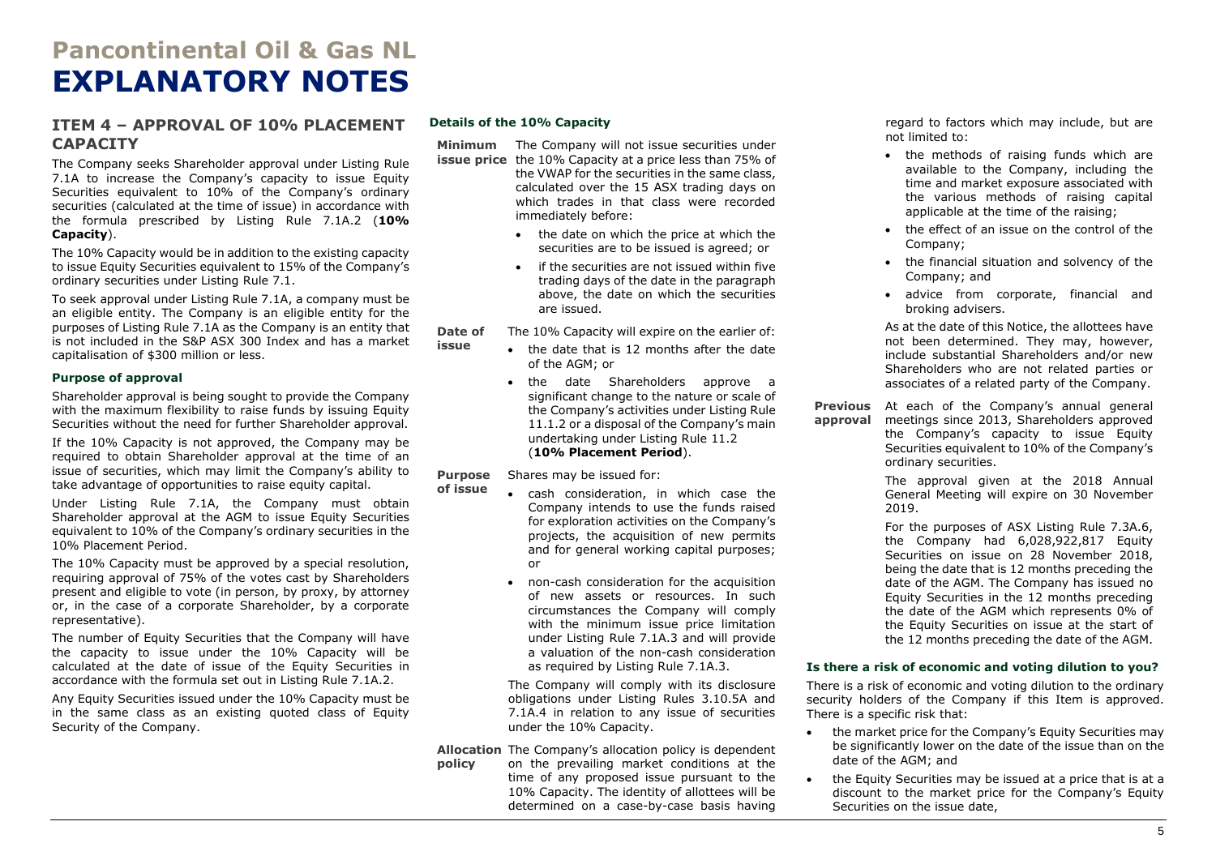# Pancontinental Oil & Gas NL

# EXPLANATORY NOTES

## ITEM 4 – APPROVAL OF 10% PLACEMENT CAPACITY

The Company seeks Shareholder approval under Listing Rule 7.1A to increase the Company's capacity to issue Equity Securities equivalent to 10% of the Company's ordinary securities (calculated at the time of issue) in accordance with the formula prescribed by Listing Rule 7.1A.2 (**10% Capacity**).

The 10% Capacity would be in addition to the existing capacity to issue Equity Securities equivalent to 15% of the Company's ordinary securities under Listing Rule 7.1.

To seek approval under Listing Rule 7.1A, a company must be an eligible entity. The Company is an eligible entity for the purposes of Listing Rule 7.1A as the Company is an entity that is not included in the S&P ASX 300 Index and has a market capitalisation of $300 million or less.

### Purpose of approval

Shareholder approval is being sought to provide the Company with the maximum flexibility to raise funds by issuing Equity Securities without the need for further Shareholder approval.

If the 10% Capacity is not approved, the Company may be required to obtain Shareholder approval at the time of an issue of securities, which may limit the Company's ability to take advantage of opportunities to raise equity capital.

Under Listing Rule 7.1A, the Company must obtain Shareholder approval at the AGM to issue Equity Securities equivalent to 10% of the Company's ordinary securities in the 10% Placement Period.

The 10% Capacity must be approved by a special resolution, requiring approval of 75% of the votes cast by Shareholders present and eligible to vote (in person, by proxy, by attorney or, in the case of a corporate Shareholder, by a corporate representative).

The number of Equity Securities that the Company will have the capacity to issue under the 10% Capacity will be calculated at the date of issue of the Equity Securities in accordance with the formula set out in Listing Rule 7.1A.2.

Any Equity Securities issued under the 10% Capacity must be in the same class as an existing quoted class of Equity Security of the Company.

### Details of the 10% Capacity

**Minimum issue price**

The Company will not issue securities under the 10% Capacity at a price less than 75% of the VWAP for the securities in the same class, calculated over the 15 ASX trading days on which trades in that class were recorded immediately before:

- the date on which the price at which the securities are to be issued is agreed; or
- if the securities are not issued within five trading days of the date in the paragraph above, the date on which the securities are issued.

**Date of issue**

The 10% Capacity will expire on the earlier of:

- the date that is 12 months after the date of the AGM; or
- the date Shareholders approve a significant change to the nature or scale of the Company's activities under Listing Rule 11.1.2 or a disposal of the Company's main undertaking under Listing Rule 11.2 (**10% Placement Period**).

**Purpose of issue**

Shares may be issued for:

- cash consideration, in which case the Company intends to use the funds raised for exploration activities on the Company's projects, the acquisition of new permits and for general working capital purposes; or
- non-cash consideration for the acquisition of new assets or resources. In such circumstances the Company will comply with the minimum issue price limitation under Listing Rule 7.1A.3 and will provide a valuation of the non-cash consideration as required by Listing Rule 7.1A.3.

The Company will comply with its disclosure obligations under Listing Rules 3.10.5A and 7.1A.4 in relation to any issue of securities under the 10% Capacity.

**Allocation policy**

The Company's allocation policy is dependent on the prevailing market conditions at the time of any proposed issue pursuant to the 10% Capacity. The identity of allottees will be determined on a case-by-case basis having regard to factors which may include, but are not limited to:

- the methods of raising funds which are available to the Company, including the time and market exposure associated with the various methods of raising capital applicable at the time of the raising;
- the effect of an issue on the control of the Company;
- the financial situation and solvency of the Company; and
- advice from corporate, financial and broking advisers.

As at the date of this Notice, the allottees have not been determined. They may, however, include substantial Shareholders and/or new Shareholders who are not related parties or associates of a related party of the Company.

**Previous approval**

At each of the Company's annual general meetings since 2013, Shareholders approved the Company's capacity to issue Equity Securities equivalent to 10% of the Company's ordinary securities.

The approval given at the 2018 Annual General Meeting will expire on 30 November 2019.

For the purposes of ASX Listing Rule 7.3A.6, the Company had 6,028,922,817 Equity Securities on issue on 28 November 2018, being the date that is 12 months preceding the date of the AGM. The Company has issued no Equity Securities in the 12 months preceding the date of the AGM which represents 0% of the Equity Securities on issue at the start of the 12 months preceding the date of the AGM.

### Is there a risk of economic and voting dilution to you?

There is a risk of economic and voting dilution to the ordinary security holders of the Company if this Item is approved. There is a specific risk that:

- the market price for the Company's Equity Securities may be significantly lower on the date of the issue than on the date of the AGM; and
- the Equity Securities may be issued at a price that is at a discount to the market price for the Company's Equity Securities on the issue date,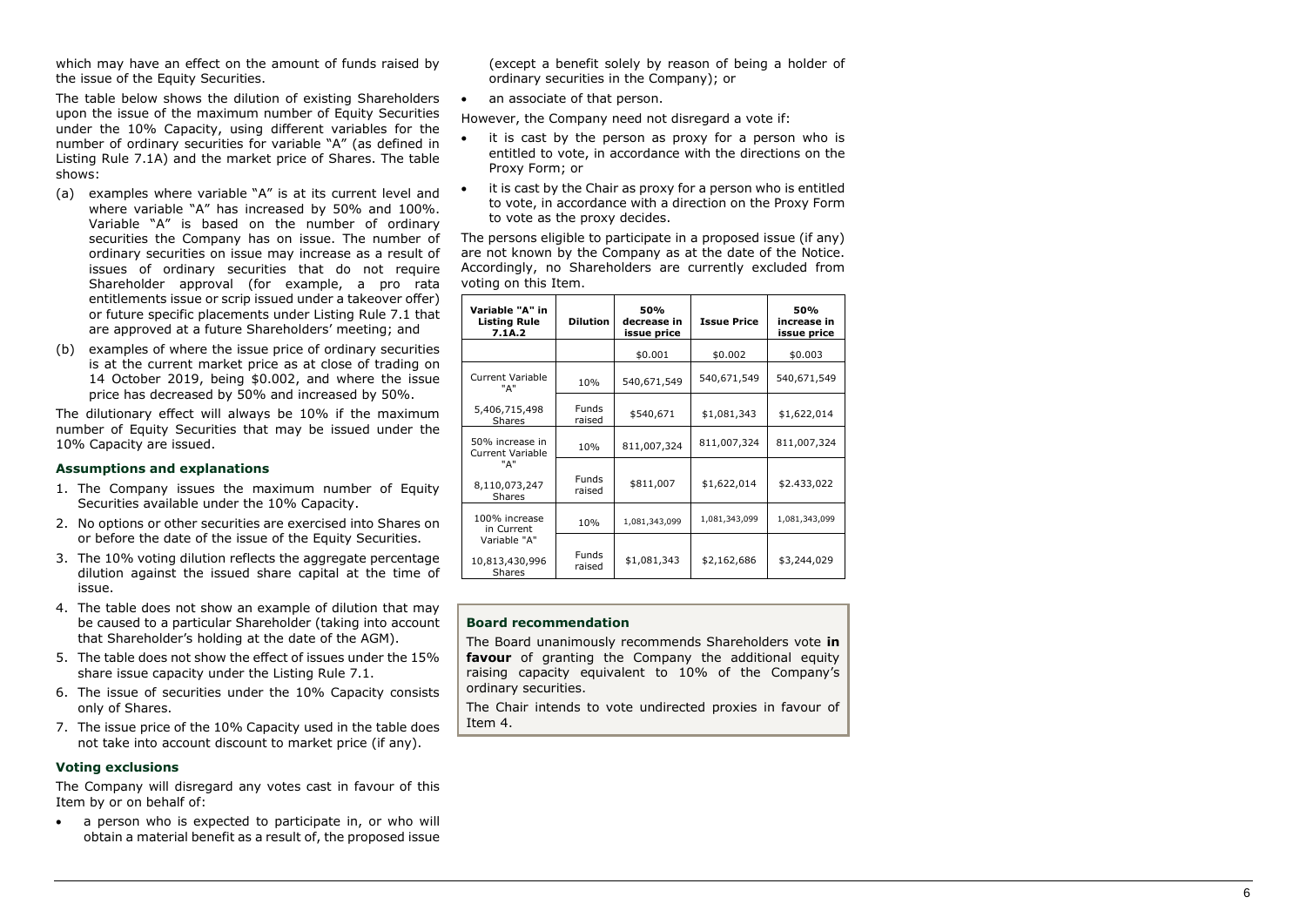which may have an effect on the amount of funds raised by the issue of the Equity Securities.

The table below shows the dilution of existing Shareholders upon the issue of the maximum number of Equity Securities under the 10% Capacity, using different variables for the number of ordinary securities for variable "A" (as defined in Listing Rule 7.1A) and the market price of Shares. The table shows:

(a) examples where variable "A" is at its current level and where variable "A" has increased by 50% and 100%. Variable "A" is based on the number of ordinary securities the Company has on issue. The number of ordinary securities on issue may increase as a result of issues of ordinary securities that do not require Shareholder approval (for example, a pro rata entitlements issue or scrip issued under a takeover offer) or future specific placements under Listing Rule 7.1 that are approved at a future Shareholders' meeting; and

(b) examples of where the issue price of ordinary securities is at the current market price as at close of trading on 14 October 2019, being $0.002, and where the issue price has decreased by 50% and increased by 50%.

The dilutionary effect will always be 10% if the maximum number of Equity Securities that may be issued under the 10% Capacity are issued.

### Assumptions and explanations

1. The Company issues the maximum number of Equity Securities available under the 10% Capacity.
2. No options or other securities are exercised into Shares on or before the date of the issue of the Equity Securities.
3. The 10% voting dilution reflects the aggregate percentage dilution against the issued share capital at the time of issue.
4. The table does not show an example of dilution that may be caused to a particular Shareholder (taking into account that Shareholder's holding at the date of the AGM).
5. The table does not show the effect of issues under the 15% share issue capacity under the Listing Rule 7.1.
6. The issue of securities under the 10% Capacity consists only of Shares.
7. The issue price of the 10% Capacity used in the table does not take into account discount to market price (if any).

### Voting exclusions

The Company will disregard any votes cast in favour of this Item by or on behalf of:

- a person who is expected to participate in, or who will obtain a material benefit as a result of, the proposed issue (except a benefit solely by reason of being a holder of ordinary securities in the Company); or
- an associate of that person.

However, the Company need not disregard a vote if:

- it is cast by the person as proxy for a person who is entitled to vote, in accordance with the directions on the Proxy Form; or
- it is cast by the Chair as proxy for a person who is entitled to vote, in accordance with a direction on the Proxy Form to vote as the proxy decides.

The persons eligible to participate in a proposed issue (if any) are not known by the Company as at the date of the Notice. Accordingly, no Shareholders are currently excluded from voting on this Item.

| Variable "A" in Listing Rule 7.1A.2 | Dilution | 50% decrease in issue price | Issue Price | 50% increase in issue price |
|---|---|---|---|---|
| | | $0.001 | $0.002 | $0.003 |
| Current Variable "A" | 10% | 540,671,549 | 540,671,549 | 540,671,549 |
| 5,406,715,498 Shares | Funds raised | $540,671 | $1,081,343 | $1,622,014 |
| 50% increase in Current Variable "A" | 10% | 811,007,324 | 811,007,324 | 811,007,324 |
| 8,110,073,247 Shares | Funds raised | $811,007 | $1,622,014 | $2.433,022 |
| 100% increase in Current Variable "A" | 10% | 1,081,343,099 | 1,081,343,099 | 1,081,343,099 |
| 10,813,430,996 Shares | Funds raised | $1,081,343 | $2,162,686 | $3,244,029 |

### Board recommendation

The Board unanimously recommends Shareholders vote **in favour** of granting the Company the additional equity raising capacity equivalent to 10% of the Company's ordinary securities.

The Chair intends to vote undirected proxies in favour of Item 4.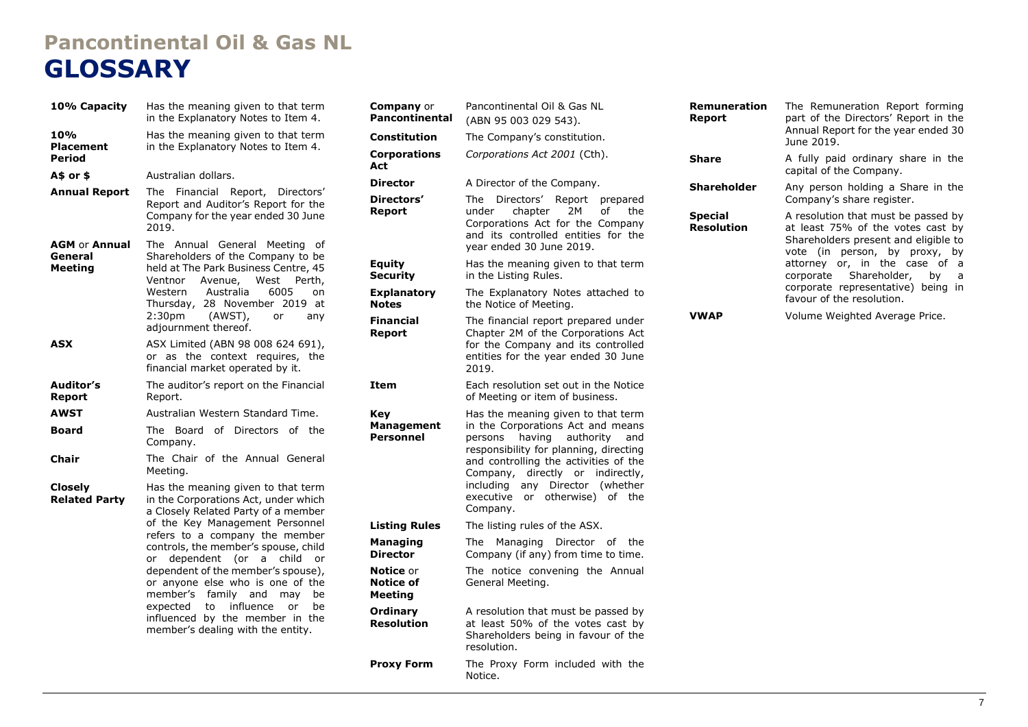# Pancontinental Oil & Gas NL

# GLOSSARY

| Term | Meaning |
|---|---|
| **10% Capacity** | Has the meaning given to that term in the Explanatory Notes to Item 4. |
| **10% Placement Period** | Has the meaning given to that term in the Explanatory Notes to Item 4. |
| **A$ or $** | Australian dollars. |
| **Annual Report** | The Financial Report, Directors' Report and Auditor's Report for the Company for the year ended 30 June 2019. |
| **AGM** or **Annual General Meeting** | The Annual General Meeting of Shareholders of the Company to be held at The Park Business Centre, 45 Ventnor Avenue, West Perth, Western Australia 6005 on Thursday, 28 November 2019 at 2:30pm (AWST), or any adjournment thereof. |
| **ASX** | ASX Limited (ABN 98 008 624 691), or as the context requires, the financial market operated by it. |
| **Auditor's Report** | The auditor's report on the Financial Report. |
| **AWST** | Australian Western Standard Time. |
| **Board** | The Board of Directors of the Company. |
| **Chair** | The Chair of the Annual General Meeting. |
| **Closely Related Party** | Has the meaning given to that term in the Corporations Act, under which a Closely Related Party of a member of the Key Management Personnel refers to a company the member controls, the member's spouse, child or dependent (or a child or dependent of the member's spouse), or anyone else who is one of the member's family and may be expected to influence or be influenced by the member in the member's dealing with the entity. |
| **Company** or **Pancontinental** | Pancontinental Oil & Gas NL (ABN 95 003 029 543). |
| **Constitution** | The Company's constitution. |
| **Corporations Act** | *Corporations Act 2001* (Cth). |
| **Director** | A Director of the Company. |
| **Directors' Report** | The Directors' Report prepared under chapter 2M of the Corporations Act for the Company and its controlled entities for the year ended 30 June 2019. |
| **Equity Security** | Has the meaning given to that term in the Listing Rules. |
| **Explanatory Notes** | The Explanatory Notes attached to the Notice of Meeting. |
| **Financial Report** | The financial report prepared under Chapter 2M of the Corporations Act for the Company and its controlled entities for the year ended 30 June 2019. |
| **Item** | Each resolution set out in the Notice of Meeting or item of business. |
| **Key Management Personnel** | Has the meaning given to that term in the Corporations Act and means persons having authority and responsibility for planning, directing and controlling the activities of the Company, directly or indirectly, including any Director (whether executive or otherwise) of the Company. |
| **Listing Rules** | The listing rules of the ASX. |
| **Managing Director** | The Managing Director of the Company (if any) from time to time. |
| **Notice** or **Notice of Meeting** | The notice convening the Annual General Meeting. |
| **Ordinary Resolution** | A resolution that must be passed by at least 50% of the votes cast by Shareholders being in favour of the resolution. |
| **Proxy Form** | The Proxy Form included with the Notice. |
| **Remuneration Report** | The Remuneration Report forming part of the Directors' Report in the Annual Report for the year ended 30 June 2019. |
| **Share** | A fully paid ordinary share in the capital of the Company. |
| **Shareholder** | Any person holding a Share in the Company's share register. |
| **Special Resolution** | A resolution that must be passed by at least 75% of the votes cast by Shareholders present and eligible to vote (in person, by proxy, by attorney or, in the case of a corporate Shareholder, by a corporate representative) being in favour of the resolution. |
| **VWAP** | Volume Weighted Average Price. |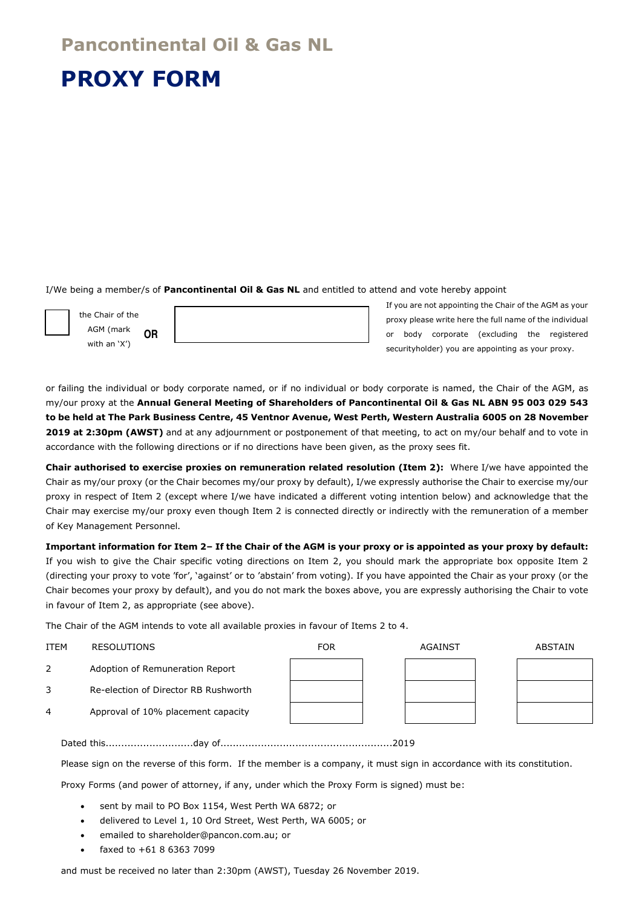# Pancontinental Oil & Gas NL

# PROXY FORM

I/We being a member/s of **Pancontinental Oil & Gas NL** and entitled to attend and vote hereby appoint

| ☐ | the Chair of the AGM (mark with an 'X') | **OR** | | If you are not appointing the Chair of the AGM as your proxy please write here the full name of the individual or body corporate (excluding the registered securityholder) you are appointing as your proxy. |
|---|---|---|---|---|

or failing the individual or body corporate named, or if no individual or body corporate is named, the Chair of the AGM, as my/our proxy at the **Annual General Meeting of Shareholders of Pancontinental Oil & Gas NL ABN 95 003 029 543 to be held at The Park Business Centre, 45 Ventnor Avenue, West Perth, Western Australia 6005 on 28 November 2019 at 2:30pm (AWST)** and at any adjournment or postponement of that meeting, to act on my/our behalf and to vote in accordance with the following directions or if no directions have been given, as the proxy sees fit.

**Chair authorised to exercise proxies on remuneration related resolution (Item 2):** Where I/we have appointed the Chair as my/our proxy (or the Chair becomes my/our proxy by default), I/we expressly authorise the Chair to exercise my/our proxy in respect of Item 2 (except where I/we have indicated a different voting intention below) and acknowledge that the Chair may exercise my/our proxy even though Item 2 is connected directly or indirectly with the remuneration of a member of Key Management Personnel.

**Important information for Item 2– If the Chair of the AGM is your proxy or is appointed as your proxy by default:** If you wish to give the Chair specific voting directions on Item 2, you should mark the appropriate box opposite Item 2 (directing your proxy to vote 'for', 'against' or to 'abstain' from voting). If you have appointed the Chair as your proxy (or the Chair becomes your proxy by default), and you do not mark the boxes above, you are expressly authorising the Chair to vote in favour of Item 2, as appropriate (see above).

The Chair of the AGM intends to vote all available proxies in favour of Items 2 to 4.

| ITEM | RESOLUTIONS | FOR | AGAINST | ABSTAIN |
|---|---|---|---|---|
| 2 | Adoption of Remuneration Report | | | |
| 3 | Re-election of Director RB Rushworth | | | |
| 4 | Approval of 10% placement capacity | | | |

Dated this............................day of.......................................................2019

Please sign on the reverse of this form. If the member is a company, it must sign in accordance with its constitution.

Proxy Forms (and power of attorney, if any, under which the Proxy Form is signed) must be:

- sent by mail to PO Box 1154, West Perth WA 6872; or
- delivered to Level 1, 10 Ord Street, West Perth, WA 6005; or
- emailed to shareholder@pancon.com.au; or
- faxed to +61 8 6363 7099

and must be received no later than 2:30pm (AWST), Tuesday 26 November 2019.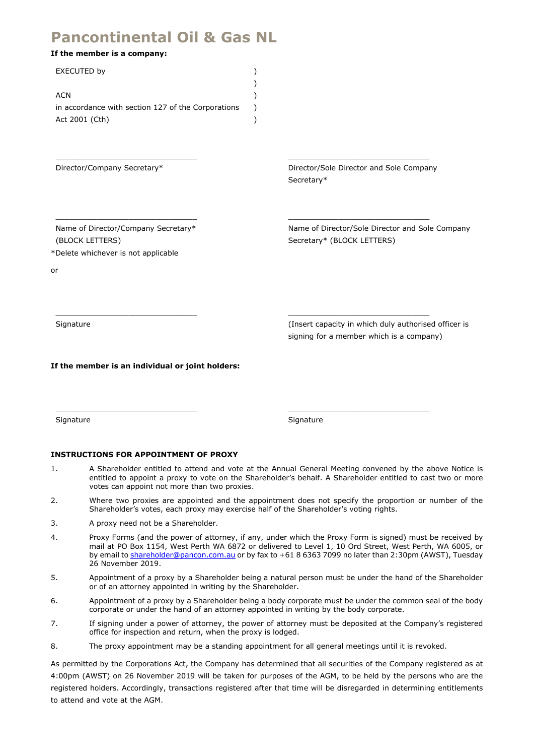# Pancontinental Oil & Gas NL

**If the member is a company:**

EXECUTED by )
)
ACN )
in accordance with section 127 of the Corporations )
Act 2001 (Cth) )

________________________________ ________________________________

Director/Company Secretary* Director/Sole Director and Sole Company Secretary*

________________________________ ________________________________

Name of Director/Company Secretary* (BLOCK LETTERS) Name of Director/Sole Director and Sole Company Secretary* (BLOCK LETTERS)

*Delete whichever is not applicable

or

________________________________ ________________________________

Signature (Insert capacity in which duly authorised officer is signing for a member which is a company)

**If the member is an individual or joint holders:**

________________________________ ________________________________

Signature Signature

**INSTRUCTIONS FOR APPOINTMENT OF PROXY**

1. A Shareholder entitled to attend and vote at the Annual General Meeting convened by the above Notice is entitled to appoint a proxy to vote on the Shareholder's behalf. A Shareholder entitled to cast two or more votes can appoint not more than two proxies.
2. Where two proxies are appointed and the appointment does not specify the proportion or number of the Shareholder's votes, each proxy may exercise half of the Shareholder's voting rights.
3. A proxy need not be a Shareholder.
4. Proxy Forms (and the power of attorney, if any, under which the Proxy Form is signed) must be received by mail at PO Box 1154, West Perth WA 6872 or delivered to Level 1, 10 Ord Street, West Perth, WA 6005, or by email to shareholder@pancon.com.au or by fax to +61 8 6363 7099 no later than 2:30pm (AWST), Tuesday 26 November 2019.
5. Appointment of a proxy by a Shareholder being a natural person must be under the hand of the Shareholder or of an attorney appointed in writing by the Shareholder.
6. Appointment of a proxy by a Shareholder being a body corporate must be under the common seal of the body corporate or under the hand of an attorney appointed in writing by the body corporate.
7. If signing under a power of attorney, the power of attorney must be deposited at the Company's registered office for inspection and return, when the proxy is lodged.
8. The proxy appointment may be a standing appointment for all general meetings until it is revoked.

As permitted by the Corporations Act, the Company has determined that all securities of the Company registered as at 4:00pm (AWST) on 26 November 2019 will be taken for purposes of the AGM, to be held by the persons who are the registered holders. Accordingly, transactions registered after that time will be disregarded in determining entitlements to attend and vote at the AGM.